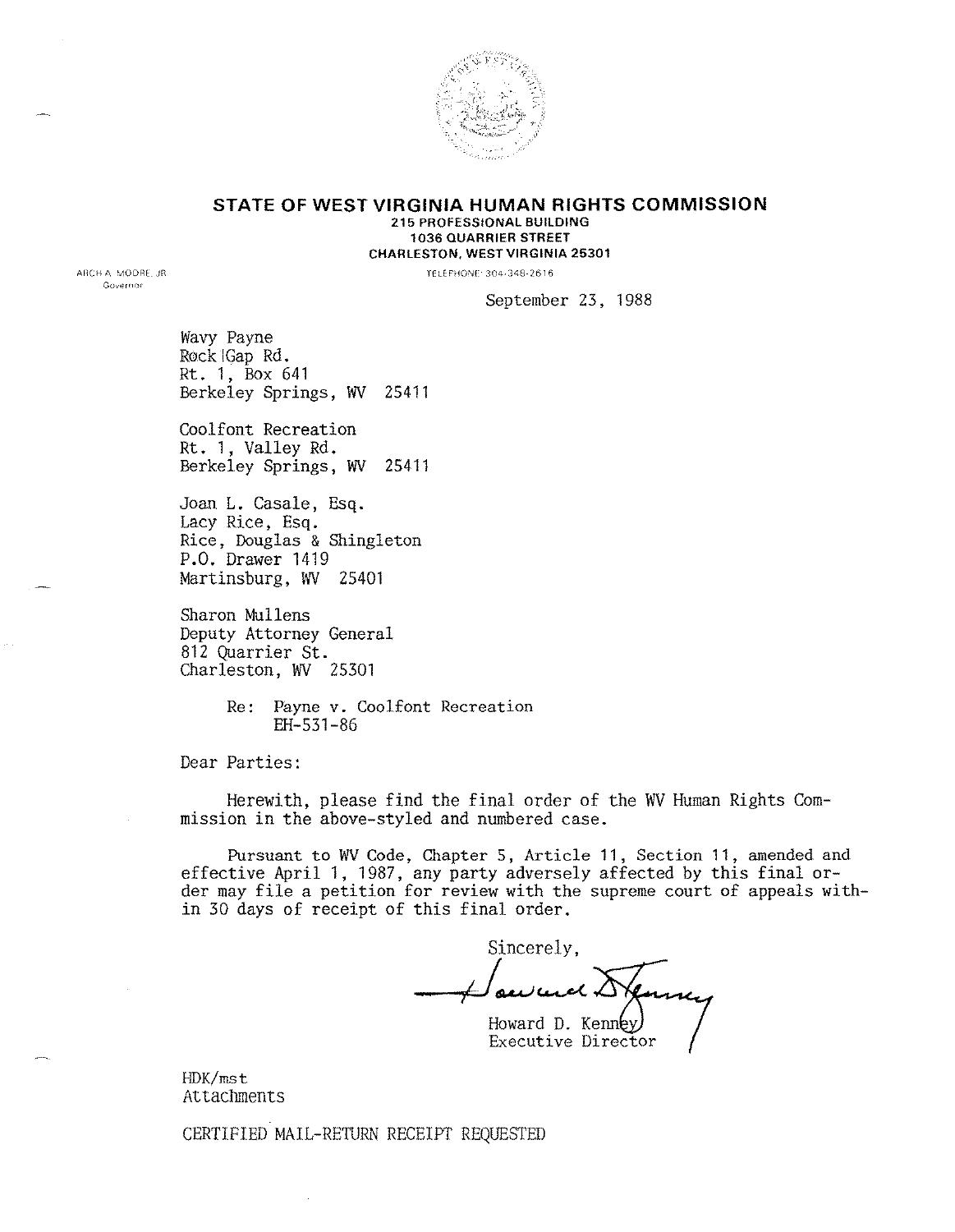# STATE OF WEST VIRGINIA HUMAN RIGHTS COMMISSION

**215 PROFESSIONAL BUILDING**
**1036 QUARRIER STREET**
**CHARLESTON, WEST VIRGINIA 25301**

ARCH A. MOORE, JR.
Governor

TELEPHONE 304-348-2616

September 23, 1988

Wavy Payne
Rock Gap Rd.
Rt. 1, Box 641
Berkeley Springs, WV 25411

Coolfont Recreation
Rt. 1, Valley Rd.
Berkeley Springs, WV 25411

Joan L. Casale, Esq.
Lacy Rice, Esq.
Rice, Douglas & Shingleton
P.O. Drawer 1419
Martinsburg, WV 25401

Sharon Mullens
Deputy Attorney General
812 Quarrier St.
Charleston, WV 25301

Re: Payne v. Coolfont Recreation
EH-531-86

Dear Parties:

Herewith, please find the final order of the WV Human Rights Commission in the above-styled and numbered case.

Pursuant to WV Code, Chapter 5, Article 11, Section 11, amended and effective April 1, 1987, any party adversely affected by this final order may file a petition for review with the supreme court of appeals within 30 days of receipt of this final order.

Sincerely,

Howard D. Kenney
Executive Director

HDK/mst
Attachments

CERTIFIED MAIL-RETURN RECEIPT REQUESTED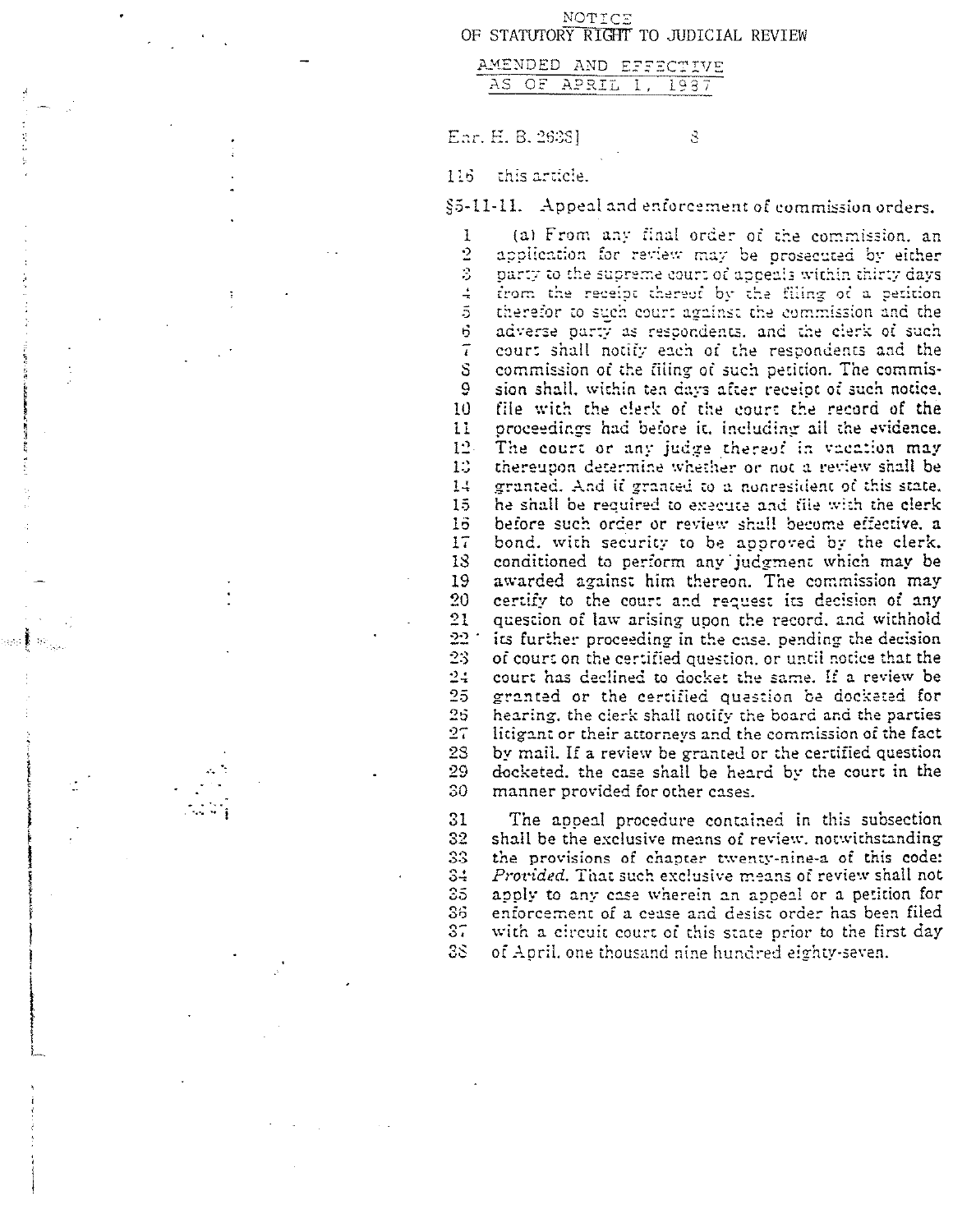# NOTICE OF STATUTORY RIGHT TO JUDICIAL REVIEW

AMENDED AND EFFECTIVE AS OF APRIL 1, 1987

Enr. H. B. 2638]

116 this article.

## §5-11-11. Appeal and enforcement of commission orders.

1 (a) From any final order of the commission, an
2 application for review may be prosecuted by either
3 party to the supreme court of appeals within thirty days
4 from the receipt thereof by the filing of a petition
5 therefor to such court against the commission and the
6 adverse party as respondents, and the clerk of such
7 court shall notify each of the respondents and the
8 commission of the filing of such petition. The commis-
9 sion shall, within ten days after receipt of such notice,
10 file with the clerk of the court the record of the
11 proceedings had before it, including all the evidence.
12 The court or any judge thereof in vacation may
13 thereupon determine whether or not a review shall be
14 granted. And if granted to a nonresident of this state,
15 he shall be required to execute and file with the clerk
16 before such order or review shall become effective, a
17 bond, with security to be approved by the clerk,
18 conditioned to perform any judgment which may be
19 awarded against him thereon. The commission may
20 certify to the court and request its decision of any
21 question of law arising upon the record, and withhold
22 its further proceeding in the case, pending the decision
23 of court on the certified question, or until notice that the
24 court has declined to docket the same. If a review be
25 granted or the certified question be docketed for
26 hearing, the clerk shall notify the board and the parties
27 litigant or their attorneys and the commission of the fact
28 by mail. If a review be granted or the certified question
29 docketed, the case shall be heard by the court in the
30 manner provided for other cases.

31 The appeal procedure contained in this subsection
32 shall be the exclusive means of review, notwithstanding
33 the provisions of chapter twenty-nine-a of this code:
34 *Provided*, That such exclusive means of review shall not
35 apply to any case wherein an appeal or a petition for
36 enforcement of a cease and desist order has been filed
37 with a circuit court of this state prior to the first day
38 of April, one thousand nine hundred eighty-seven.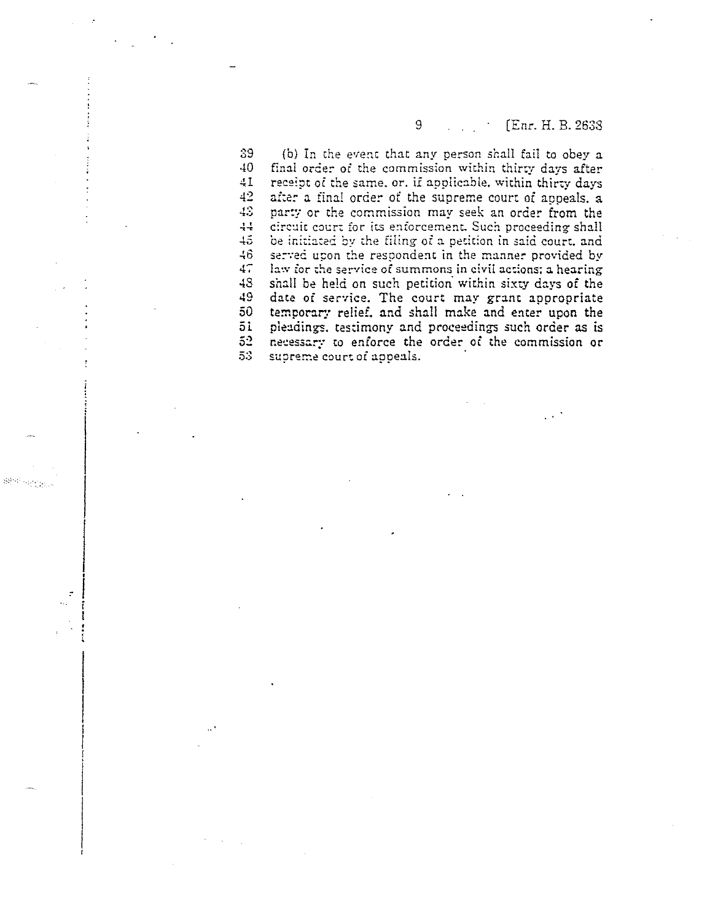(b) In the event that any person shall fail to obey a final order of the commission within thirty days after receipt of the same, or, if applicable, within thirty days after a final order of the supreme court of appeals, a party or the commission may seek an order from the circuit court for its enforcement. Such proceeding shall be initiated by the filing of a petition in said court, and served upon the respondent in the manner provided by law for the service of summons in civil actions; a hearing shall be held on such petition within sixty days of the date of service. The court may grant appropriate temporary relief, and shall make and enter upon the pleadings, testimony and proceedings such order as is necessary to enforce the order of the commission or supreme court of appeals.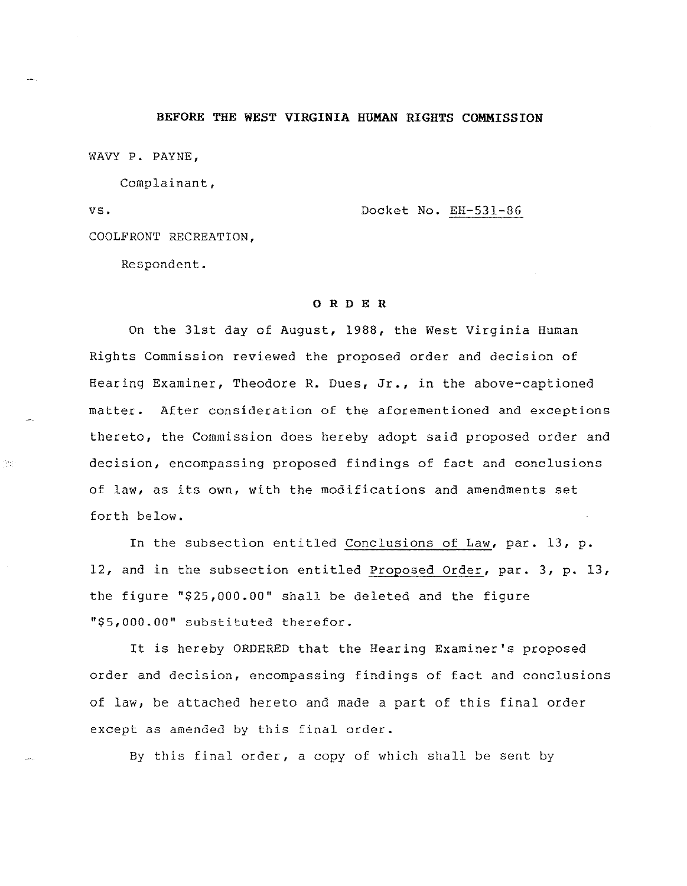**BEFORE THE WEST VIRGINIA HUMAN RIGHTS COMMISSION**

WAVY P. PAYNE,

Complainant,

vs. Docket No. EH-531-86

COOLFRONT RECREATION,

Respondent.

**O R D E R**

On the 31st day of August, 1988, the West Virginia Human Rights Commission reviewed the proposed order and decision of Hearing Examiner, Theodore R. Dues, Jr., in the above-captioned matter. After consideration of the aforementioned and exceptions thereto, the Commission does hereby adopt said proposed order and decision, encompassing proposed findings of fact and conclusions of law, as its own, with the modifications and amendments set forth below.

In the subsection entitled Conclusions of Law, par. 13, p. 12, and in the subsection entitled Proposed Order, par. 3, p. 13, the figure "$25,000.00" shall be deleted and the figure "$5,000.00" substituted therefor.

It is hereby ORDERED that the Hearing Examiner's proposed order and decision, encompassing findings of fact and conclusions of law, be attached hereto and made a part of this final order except as amended by this final order.

By this final order, a copy of which shall be sent by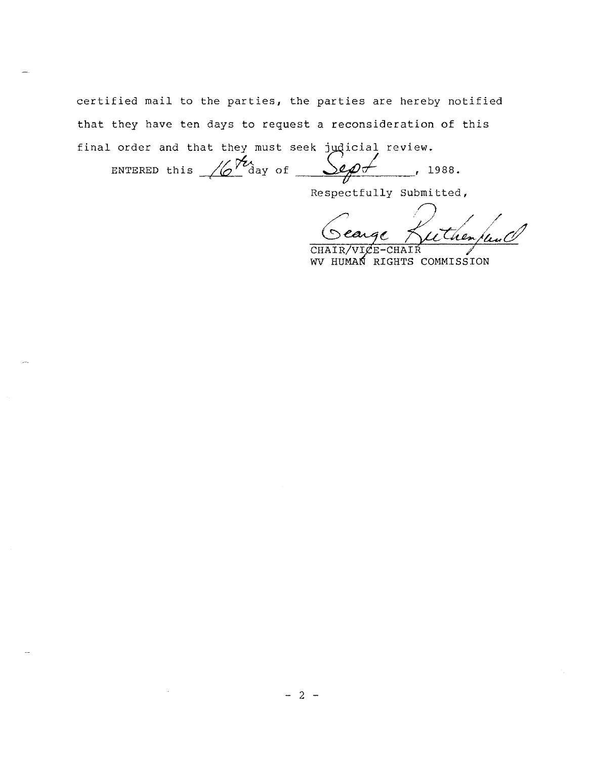certified mail to the parties, the parties are hereby notified that they have ten days to request a reconsideration of this final order and that they must seek judicial review.

ENTERED this 16th day of Sept, 1988.

Respectfully Submitted,

George Rutherford

CHAIR/VICE-CHAIR
WV HUMAN RIGHTS COMMISSION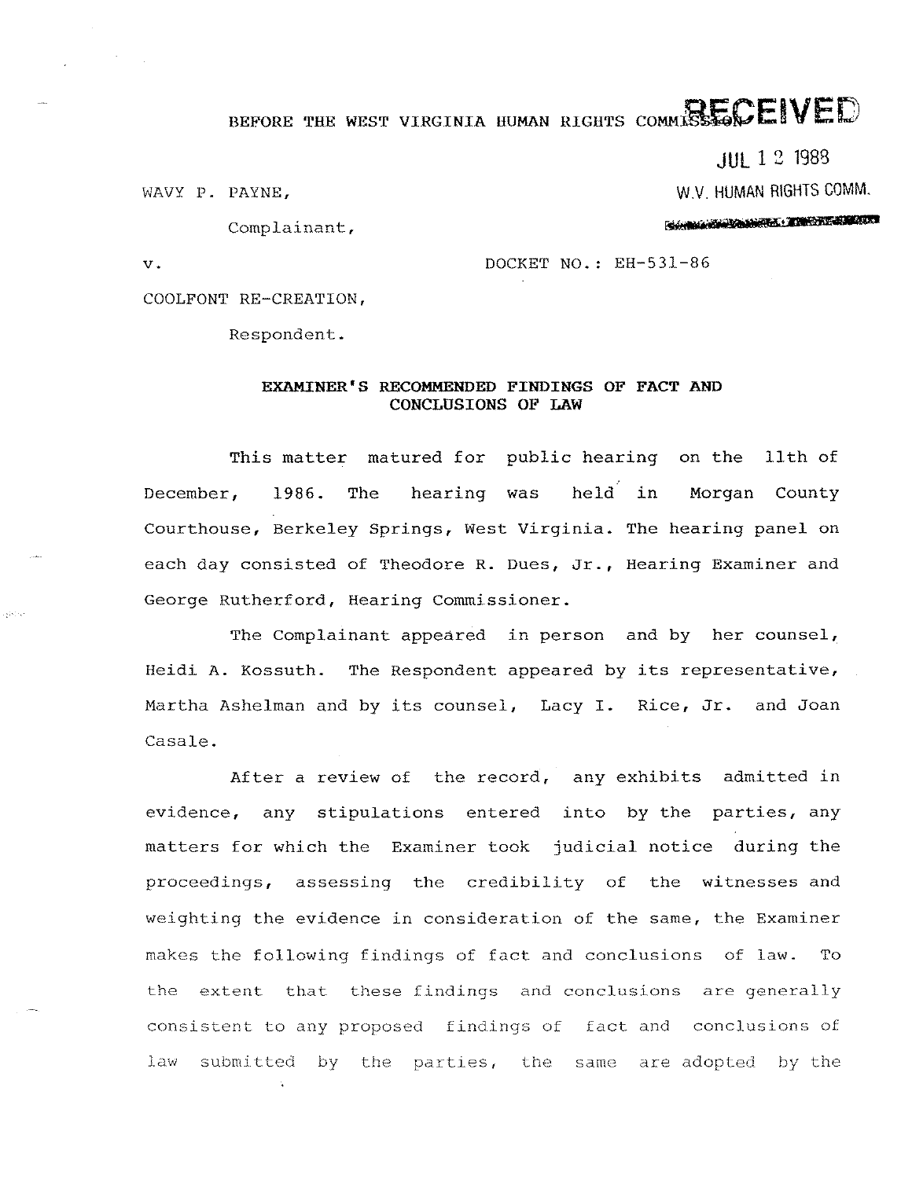BEFORE THE WEST VIRGINIA HUMAN RIGHTS COMMISSION

RECEIVED

JUL 12 1988

W.V. HUMAN RIGHTS COMM.

WAVY P. PAYNE,

Complainant,

v. DOCKET NO.: EH-531-86

COOLFONT RE-CREATION,

Respondent.

**EXAMINER'S RECOMMENDED FINDINGS OF FACT AND CONCLUSIONS OF LAW**

This matter matured for public hearing on the 11th of December, 1986. The hearing was held in Morgan County Courthouse, Berkeley Springs, West Virginia. The hearing panel on each day consisted of Theodore R. Dues, Jr., Hearing Examiner and George Rutherford, Hearing Commissioner.

The Complainant appeared in person and by her counsel, Heidi A. Kossuth. The Respondent appeared by its representative, Martha Ashelman and by its counsel, Lacy I. Rice, Jr. and Joan Casale.

After a review of the record, any exhibits admitted in evidence, any stipulations entered into by the parties, any matters for which the Examiner took judicial notice during the proceedings, assessing the credibility of the witnesses and weighting the evidence in consideration of the same, the Examiner makes the following findings of fact and conclusions of law. To the extent that these findings and conclusions are generally consistent to any proposed findings of fact and conclusions of law submitted by the parties, the same are adopted by the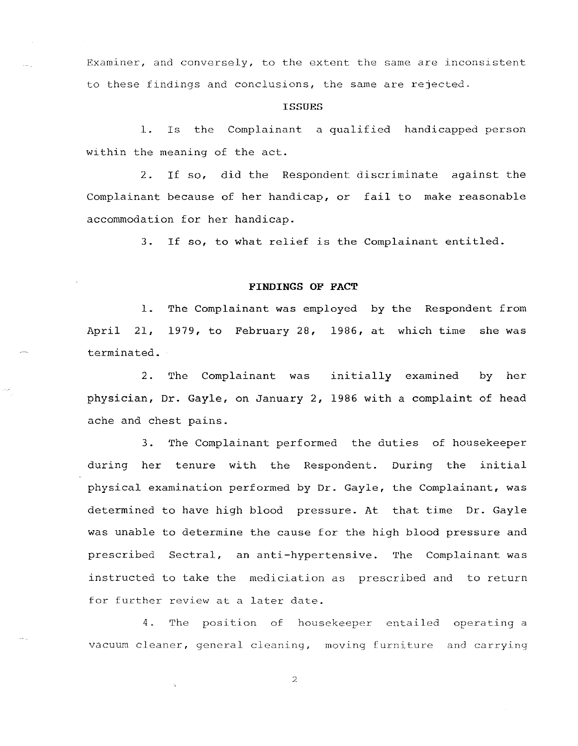Examiner, and conversely, to the extent the same are inconsistent to these findings and conclusions, the same are rejected.

## ISSUES

1. Is the Complainant a qualified handicapped person within the meaning of the act.

2. If so, did the Respondent discriminate against the Complainant because of her handicap, or fail to make reasonable accommodation for her handicap.

3. If so, to what relief is the Complainant entitled.

## FINDINGS OF FACT

1. The Complainant was employed by the Respondent from April 21, 1979, to February 28, 1986, at which time she was terminated.

2. The Complainant was initially examined by her physician, Dr. Gayle, on January 2, 1986 with a complaint of head ache and chest pains.

3. The Complainant performed the duties of housekeeper during her tenure with the Respondent. During the initial physical examination performed by Dr. Gayle, the Complainant, was determined to have high blood pressure. At that time Dr. Gayle was unable to determine the cause for the high blood pressure and prescribed Sectral, an anti-hypertensive. The Complainant was instructed to take the mediciation as prescribed and to return for further review at a later date.

4. The position of housekeeper entailed operating a vacuum cleaner, general cleaning, moving furniture and carrying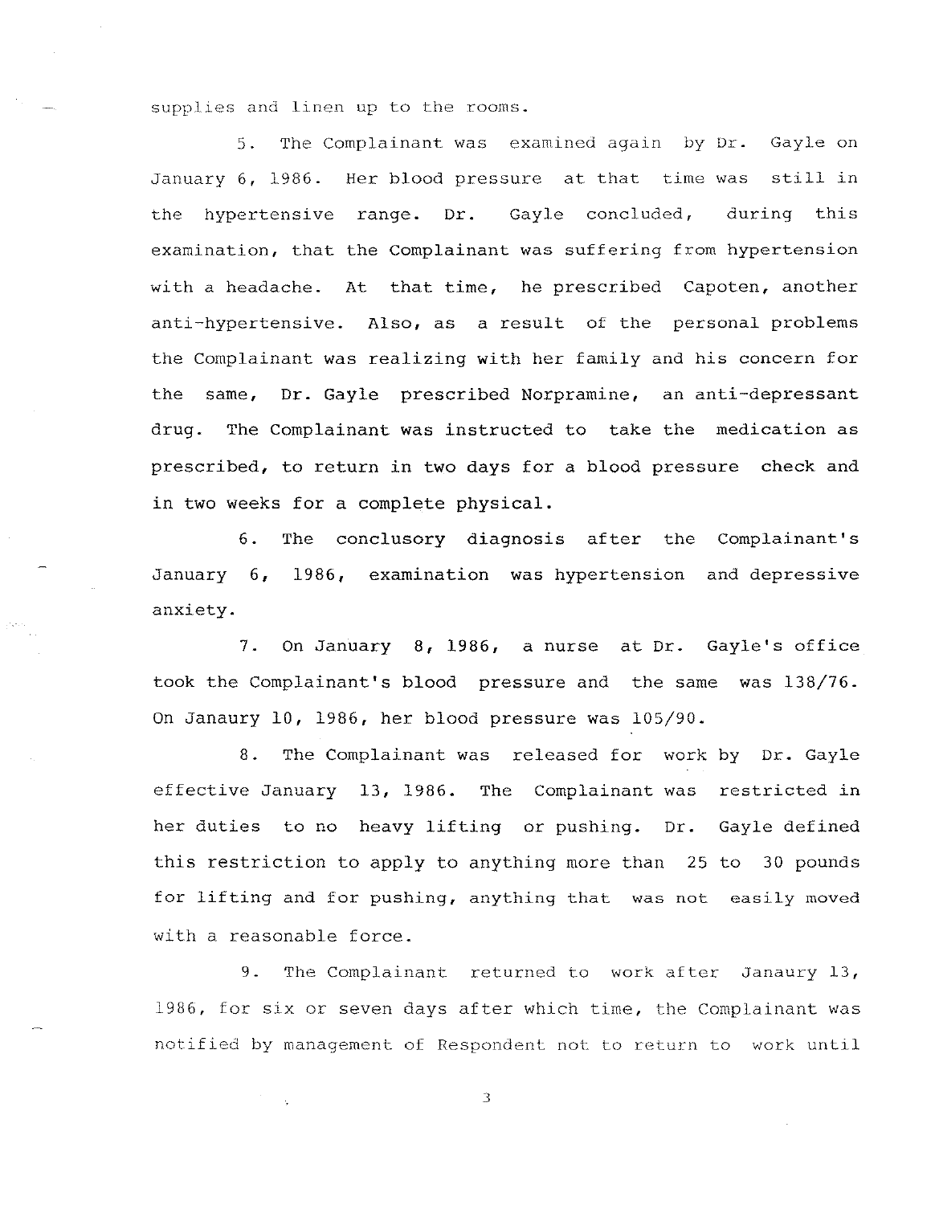supplies and linen up to the rooms.

5. The Complainant was examined again by Dr. Gayle on January 6, 1986. Her blood pressure at that time was still in the hypertensive range. Dr. Gayle concluded, during this examination, that the Complainant was suffering from hypertension with a headache. At that time, he prescribed Capoten, another anti-hypertensive. Also, as a result of the personal problems the Complainant was realizing with her family and his concern for the same, Dr. Gayle prescribed Norpramine, an anti-depressant drug. The Complainant was instructed to take the medication as prescribed, to return in two days for a blood pressure check and in two weeks for a complete physical.

6. The conclusory diagnosis after the Complainant's January 6, 1986, examination was hypertension and depressive anxiety.

7. On January 8, 1986, a nurse at Dr. Gayle's office took the Complainant's blood pressure and the same was 138/76. On Janaury 10, 1986, her blood pressure was 105/90.

8. The Complainant was released for work by Dr. Gayle effective January 13, 1986. The Complainant was restricted in her duties to no heavy lifting or pushing. Dr. Gayle defined this restriction to apply to anything more than 25 to 30 pounds for lifting and for pushing, anything that was not easily moved with a reasonable force.

9. The Complainant returned to work after Janaury 13, 1986, for six or seven days after which time, the Complainant was notified by management of Respondent not to return to work until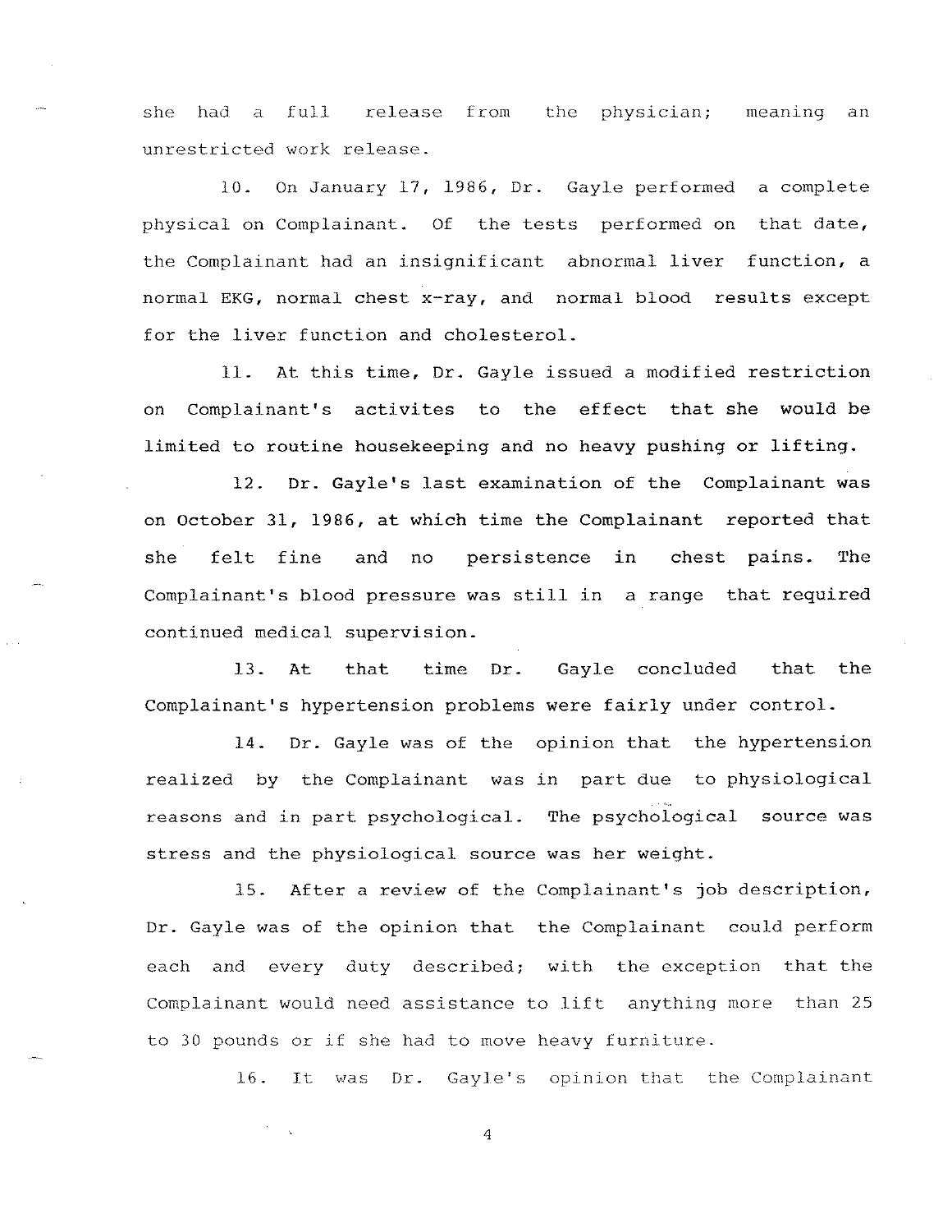she had a full release from the physician; meaning an unrestricted work release.

10. On January 17, 1986, Dr. Gayle performed a complete physical on Complainant. Of the tests performed on that date, the Complainant had an insignificant abnormal liver function, a normal EKG, normal chest x-ray, and normal blood results except for the liver function and cholesterol.

11. At this time, Dr. Gayle issued a modified restriction on Complainant's activites to the effect that she would be limited to routine housekeeping and no heavy pushing or lifting.

12. Dr. Gayle's last examination of the Complainant was on October 31, 1986, at which time the Complainant reported that she felt fine and no persistence in chest pains. The Complainant's blood pressure was still in a range that required continued medical supervision.

13. At that time Dr. Gayle concluded that the Complainant's hypertension problems were fairly under control.

14. Dr. Gayle was of the opinion that the hypertension realized by the Complainant was in part due to physiological reasons and in part psychological. The psychological source was stress and the physiological source was her weight.

15. After a review of the Complainant's job description, Dr. Gayle was of the opinion that the Complainant could perform each and every duty described; with the exception that the Complainant would need assistance to lift anything more than 25 to 30 pounds or if she had to move heavy furniture.

16. It was Dr. Gayle's opinion that the Complainant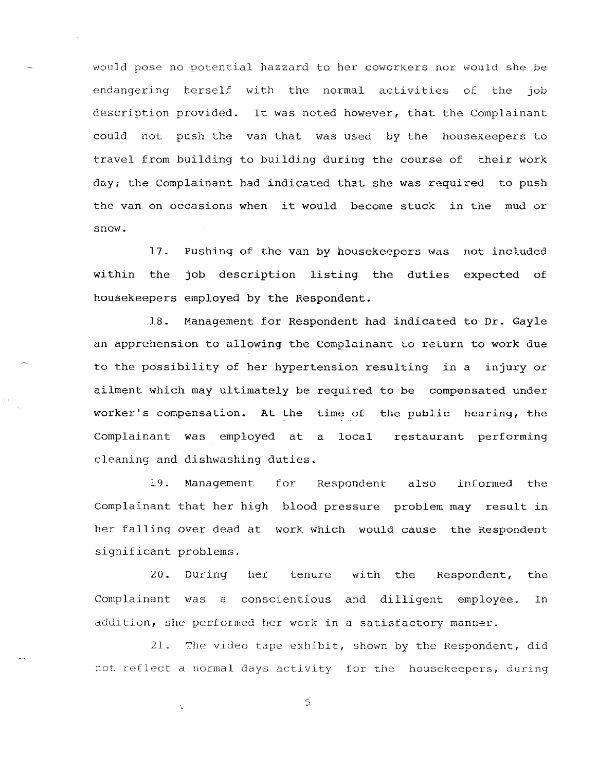would pose no potential hazzard to her coworkers nor would she be endangering herself with the normal activities of the job description provided. It was noted however, that the Complainant could not push the van that was used by the housekeepers to travel from building to building during the course of their work day; the Complainant had indicated that she was required to push the van on occasions when it would become stuck in the mud or snow.

17. Pushing of the van by housekeepers was not included within the job description listing the duties expected of housekeepers employed by the Respondent.

18. Management for Respondent had indicated to Dr. Gayle an apprehension to allowing the Complainant to return to work due to the possibility of her hypertension resulting in a injury or ailment which may ultimately be required to be compensated under worker's compensation. At the time of the public hearing, the Complainant was employed at a local restaurant performing cleaning and dishwashing duties.

19. Management for Respondent also informed the Complainant that her high blood pressure problem may result in her falling over dead at work which would cause the Respondent significant problems.

20. During her tenure with the Respondent, the Complainant was a conscientious and dilligent employee. In addition, she performed her work in a satisfactory manner.

21. The video tape exhibit, shown by the Respondent, did not reflect a normal days activity for the housekeepers, during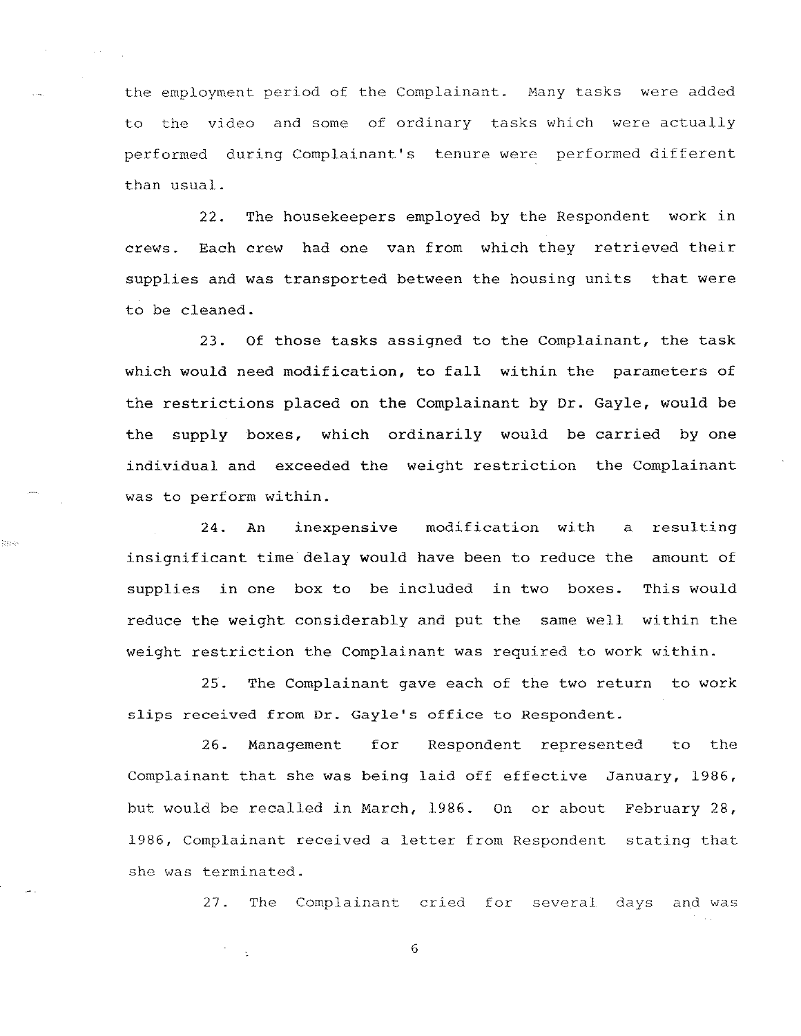the employment period of the Complainant. Many tasks were added to the video and some of ordinary tasks which were actually performed during Complainant's tenure were performed different than usual.

22. The housekeepers employed by the Respondent work in crews. Each crew had one van from which they retrieved their supplies and was transported between the housing units that were to be cleaned.

23. Of those tasks assigned to the Complainant, the task which would need modification, to fall within the parameters of the restrictions placed on the Complainant by Dr. Gayle, would be the supply boxes, which ordinarily would be carried by one individual and exceeded the weight restriction the Complainant was to perform within.

24. An inexpensive modification with a resulting insignificant time delay would have been to reduce the amount of supplies in one box to be included in two boxes. This would reduce the weight considerably and put the same well within the weight restriction the Complainant was required to work within.

25. The Complainant gave each of the two return to work slips received from Dr. Gayle's office to Respondent.

26. Management for Respondent represented to the Complainant that she was being laid off effective January, 1986, but would be recalled in March, 1986. On or about February 28, 1986, Complainant received a letter from Respondent stating that she was terminated.

27. The Complainant cried for several days and was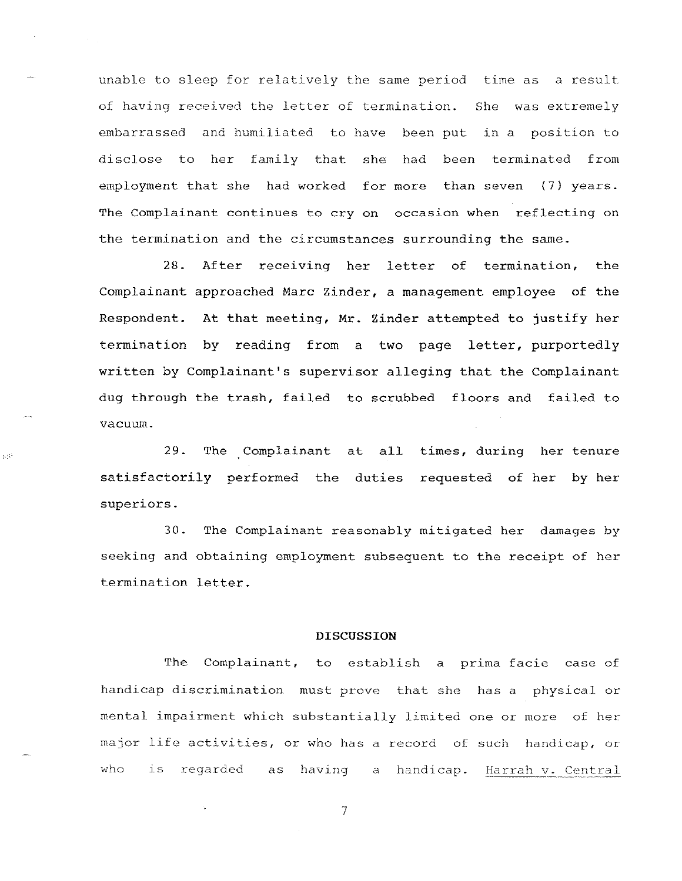unable to sleep for relatively the same period time as a result of having received the letter of termination. She was extremely embarrassed and humiliated to have been put in a position to disclose to her family that she had been terminated from employment that she had worked for more than seven (7) years. The Complainant continues to cry on occasion when reflecting on the termination and the circumstances surrounding the same.

28. After receiving her letter of termination, the Complainant approached Marc Zinder, a management employee of the Respondent. At that meeting, Mr. Zinder attempted to justify her termination by reading from a two page letter, purportedly written by Complainant's supervisor alleging that the Complainant dug through the trash, failed to scrubbed floors and failed to vacuum.

29. The Complainant at all times, during her tenure satisfactorily performed the duties requested of her by her superiors.

30. The Complainant reasonably mitigated her damages by seeking and obtaining employment subsequent to the receipt of her termination letter.

## DISCUSSION

The Complainant, to establish a prima facie case of handicap discrimination must prove that she has a physical or mental impairment which substantially limited one or more of her major life activities, or who has a record of such handicap, or who is regarded as having a handicap. Harrah v. Central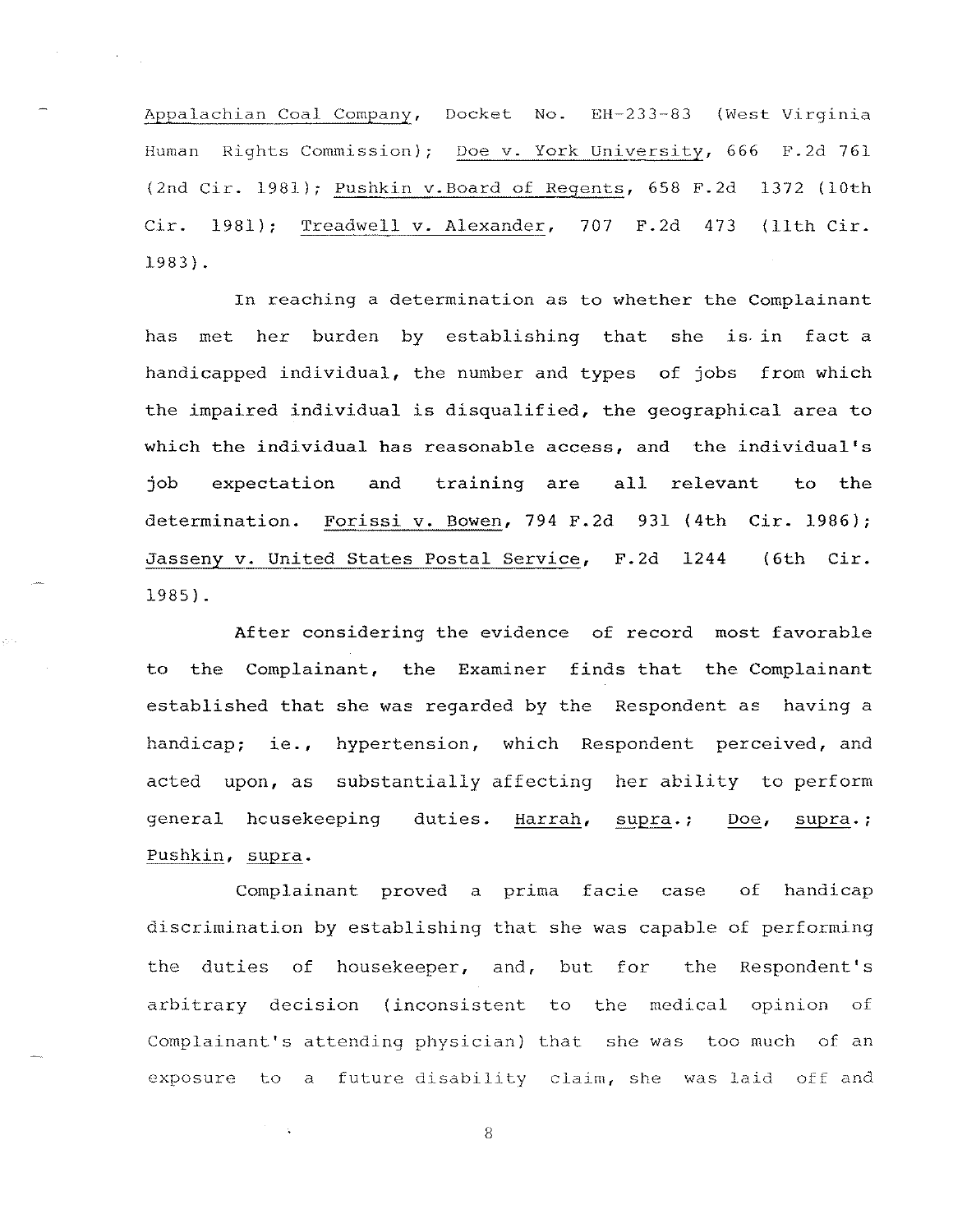Appalachian Coal Company, Docket No. EH-233-83 (West Virginia Human Rights Commission); Doe v. York University, 666 F.2d 761 (2nd Cir. 1981); Pushkin v.Board of Regents, 658 F.2d 1372 (10th Cir. 1981); Treadwell v. Alexander, 707 F.2d 473 (11th Cir. 1983).

In reaching a determination as to whether the Complainant has met her burden by establishing that she is in fact a handicapped individual, the number and types of jobs from which the impaired individual is disqualified, the geographical area to which the individual has reasonable access, and the individual's job expectation and training are all relevant to the determination. Forissi v. Bowen, 794 F.2d 931 (4th Cir. 1986); Jasseny v. United States Postal Service, F.2d 1244 (6th Cir. 1985).

After considering the evidence of record most favorable to the Complainant, the Examiner finds that the Complainant established that she was regarded by the Respondent as having a handicap; ie., hypertension, which Respondent perceived, and acted upon, as substantially affecting her ability to perform general housekeeping duties. Harrah, supra.; Doe, supra.; Pushkin, supra.

Complainant proved a prima facie case of handicap discrimination by establishing that she was capable of performing the duties of housekeeper, and, but for the Respondent's arbitrary decision (inconsistent to the medical opinion of Complainant's attending physician) that she was too much of an exposure to a future disability claim, she was laid off and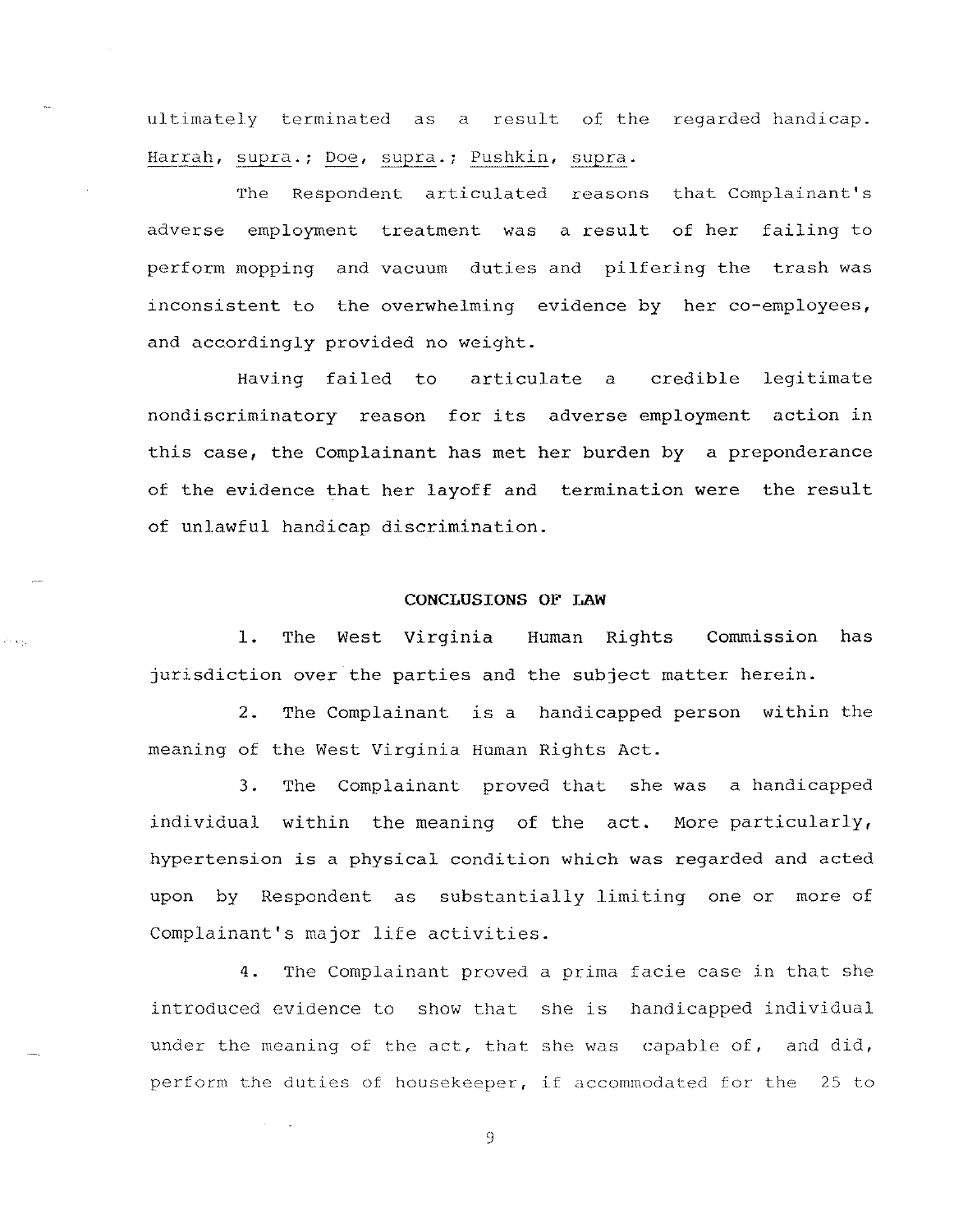ultimately terminated as a result of the regarded handicap. Harrah, supra.; Doe, supra.; Pushkin, supra.

The Respondent articulated reasons that Complainant's adverse employment treatment was a result of her failing to perform mopping and vacuum duties and pilfering the trash was inconsistent to the overwhelming evidence by her co-employees, and accordingly provided no weight.

Having failed to articulate a credible legitimate nondiscriminatory reason for its adverse employment action in this case, the Complainant has met her burden by a preponderance of the evidence that her layoff and termination were the result of unlawful handicap discrimination.

## CONCLUSIONS OF LAW

1. The West Virginia Human Rights Commission has jurisdiction over the parties and the subject matter herein.

2. The Complainant is a handicapped person within the meaning of the West Virginia Human Rights Act.

3. The Complainant proved that she was a handicapped individual within the meaning of the act. More particularly, hypertension is a physical condition which was regarded and acted upon by Respondent as substantially limiting one or more of Complainant's major life activities.

4. The Complainant proved a prima facie case in that she introduced evidence to show that she is handicapped individual under the meaning of the act, that she was capable of, and did, perform the duties of housekeeper, if accommodated for the 25 to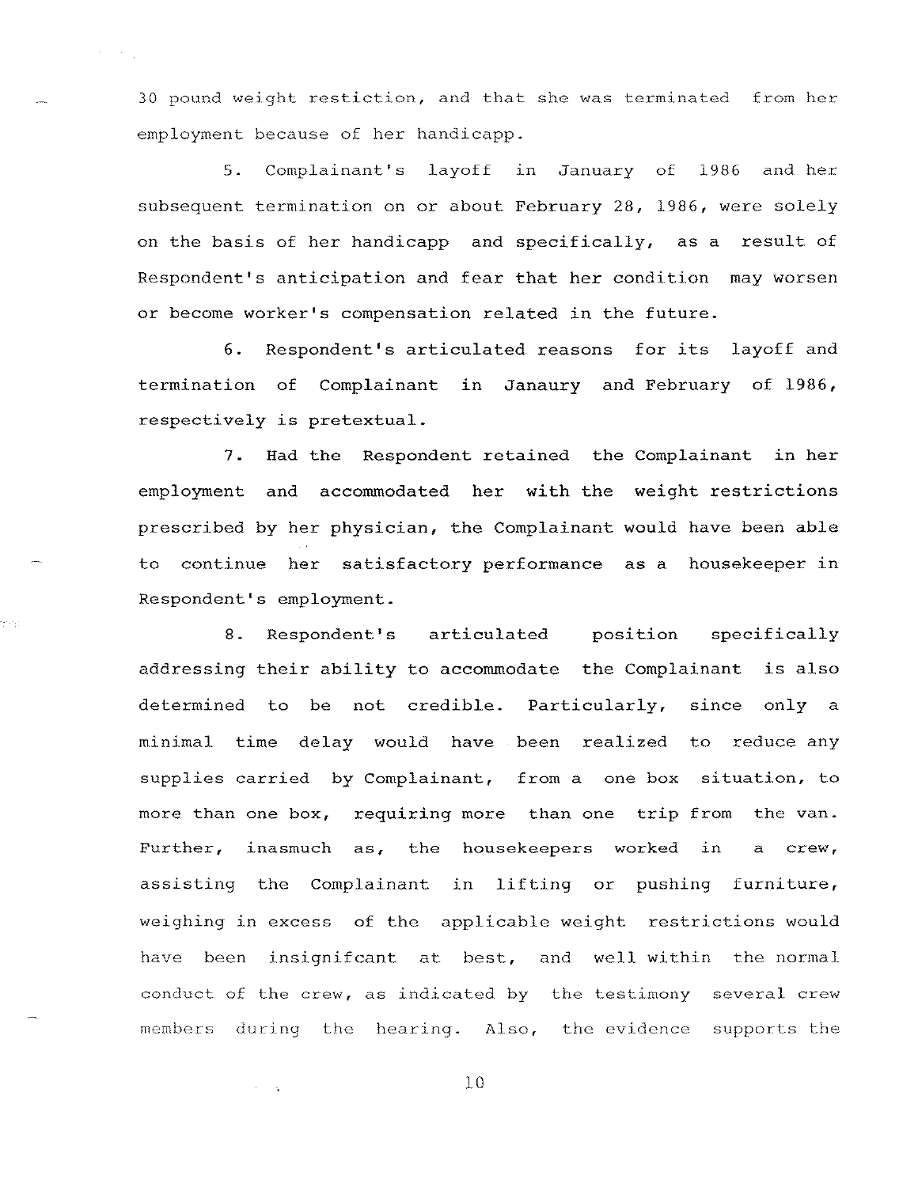30 pound weight restiction, and that she was terminated from her employment because of her handicapp.

5. Complainant's layoff in January of 1986 and her subsequent termination on or about February 28, 1986, were solely on the basis of her handicapp and specifically, as a result of Respondent's anticipation and fear that her condition may worsen or become worker's compensation related in the future.

6. Respondent's articulated reasons for its layoff and termination of Complainant in Janaury and February of 1986, respectively is pretextual.

7. Had the Respondent retained the Complainant in her employment and accommodated her with the weight restrictions prescribed by her physician, the Complainant would have been able to continue her satisfactory performance as a housekeeper in Respondent's employment.

8. Respondent's articulated position specifically addressing their ability to accommodate the Complainant is also determined to be not credible. Particularly, since only a minimal time delay would have been realized to reduce any supplies carried by Complainant, from a one box situation, to more than one box, requiring more than one trip from the van. Further, inasmuch as, the housekeepers worked in a crew, assisting the Complainant in lifting or pushing furniture, weighing in excess of the applicable weight restrictions would have been insignifcant at best, and well within the normal conduct of the crew, as indicated by the testimony several crew members during the hearing. Also, the evidence supports the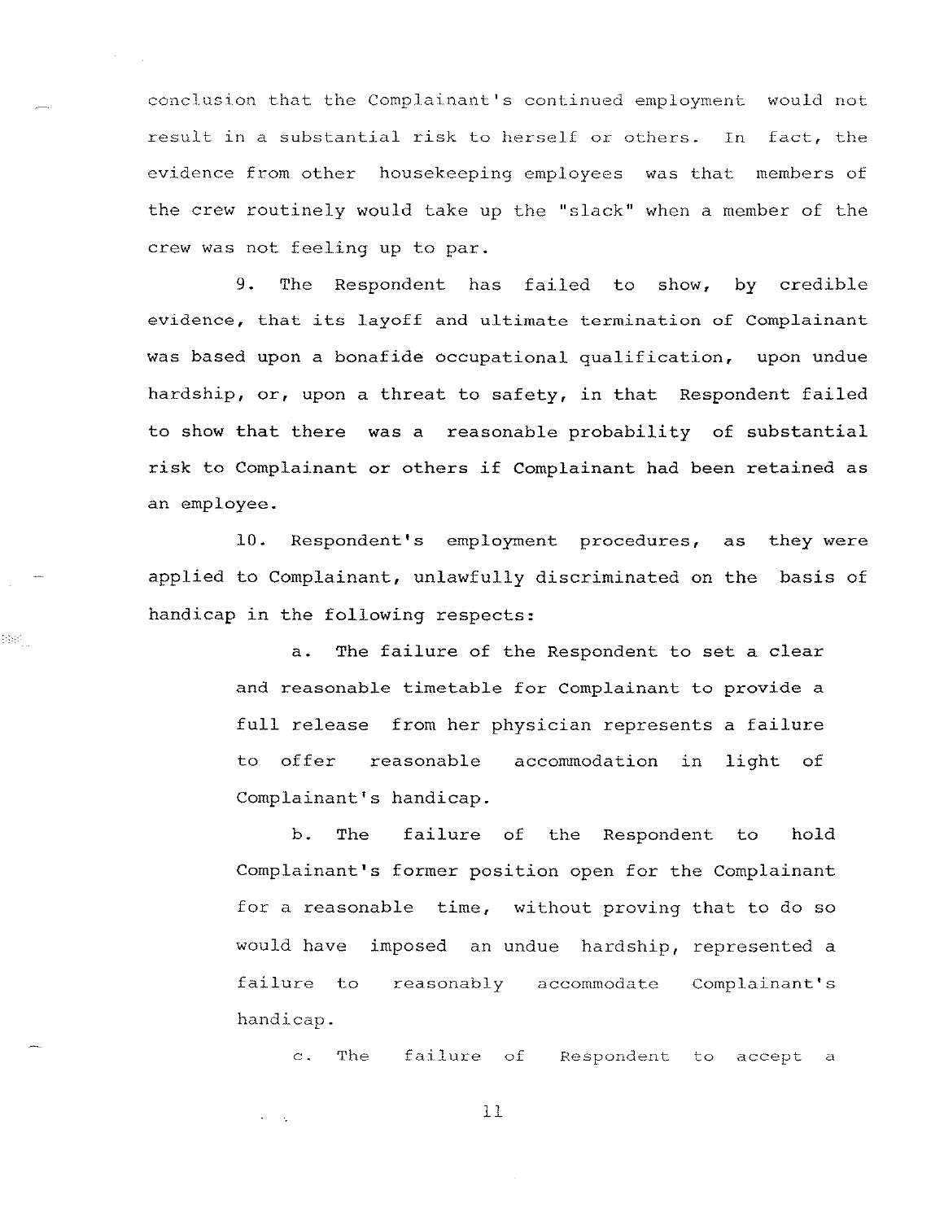conclusion that the Complainant's continued employment would not result in a substantial risk to herself or others. In fact, the evidence from other housekeeping employees was that members of the crew routinely would take up the "slack" when a member of the crew was not feeling up to par.

9. The Respondent has failed to show, by credible evidence, that its layoff and ultimate termination of Complainant was based upon a bonafide occupational qualification, upon undue hardship, or, upon a threat to safety, in that Respondent failed to show that there was a reasonable probability of substantial risk to Complainant or others if Complainant had been retained as an employee.

10. Respondent's employment procedures, as they were applied to Complainant, unlawfully discriminated on the basis of handicap in the following respects:

a. The failure of the Respondent to set a clear and reasonable timetable for Complainant to provide a full release from her physician represents a failure to offer reasonable accommodation in light of Complainant's handicap.

b. The failure of the Respondent to hold Complainant's former position open for the Complainant for a reasonable time, without proving that to do so would have imposed an undue hardship, represented a failure to reasonably accommodate Complainant's handicap.

c. The failure of Respondent to accept a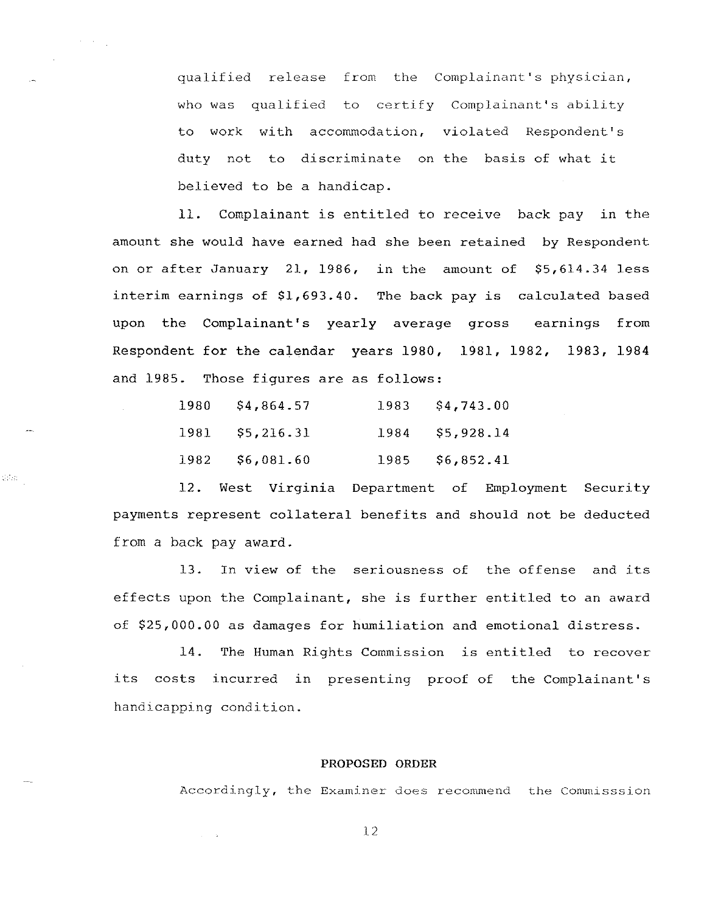qualified release from the Complainant's physician, who was qualified to certify Complainant's ability to work with accommodation, violated Respondent's duty not to discriminate on the basis of what it believed to be a handicap.

11. Complainant is entitled to receive back pay in the amount she would have earned had she been retained by Respondent on or after January 21, 1986, in the amount of $5,614.34 less interim earnings of $1,693.40. The back pay is calculated based upon the Complainant's yearly average gross earnings from Respondent for the calendar years 1980, 1981, 1982, 1983, 1984 and 1985. Those figures are as follows:

| | | | |
|---|---|---|---|
| 1980 | $4,864.57 | 1983 | $4,743.00 |
| 1981 | $5,216.31 | 1984 | $5,928.14 |
| 1982 | $6,081.60 | 1985 | $6,852.41 |

12. West Virginia Department of Employment Security payments represent collateral benefits and should not be deducted from a back pay award.

13. In view of the seriousness of the offense and its effects upon the Complainant, she is further entitled to an award of $25,000.00 as damages for humiliation and emotional distress.

14. The Human Rights Commission is entitled to recover its costs incurred in presenting proof of the Complainant's handicapping condition.

**PROPOSED ORDER**

Accordingly, the Examiner does recommend the Commisssion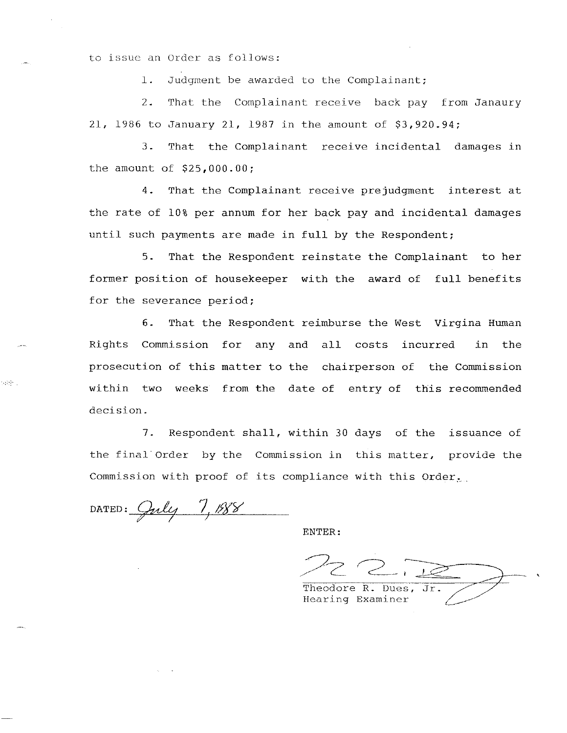to issue an Order as follows:

1. Judgment be awarded to the Complainant;

2. That the Complainant receive back pay from Janaury 21, 1986 to January 21, 1987 in the amount of $3,920.94;

3. That the Complainant receive incidental damages in the amount of $25,000.00;

4. That the Complainant receive prejudgment interest at the rate of 10% per annum for her back pay and incidental damages until such payments are made in full by the Respondent;

5. That the Respondent reinstate the Complainant to her former position of housekeeper with the award of full benefits for the severance period;

6. That the Respondent reimburse the West Virgina Human Rights Commission for any and all costs incurred in the prosecution of this matter to the chairperson of the Commission within two weeks from the date of entry of this recommended decision.

7. Respondent shall, within 30 days of the issuance of the final Order by the Commission in this matter, provide the Commission with proof of its compliance with this Order.

DATED: July 7, 1988

ENTER:

Theodore R. Dues, Jr.
Hearing Examiner